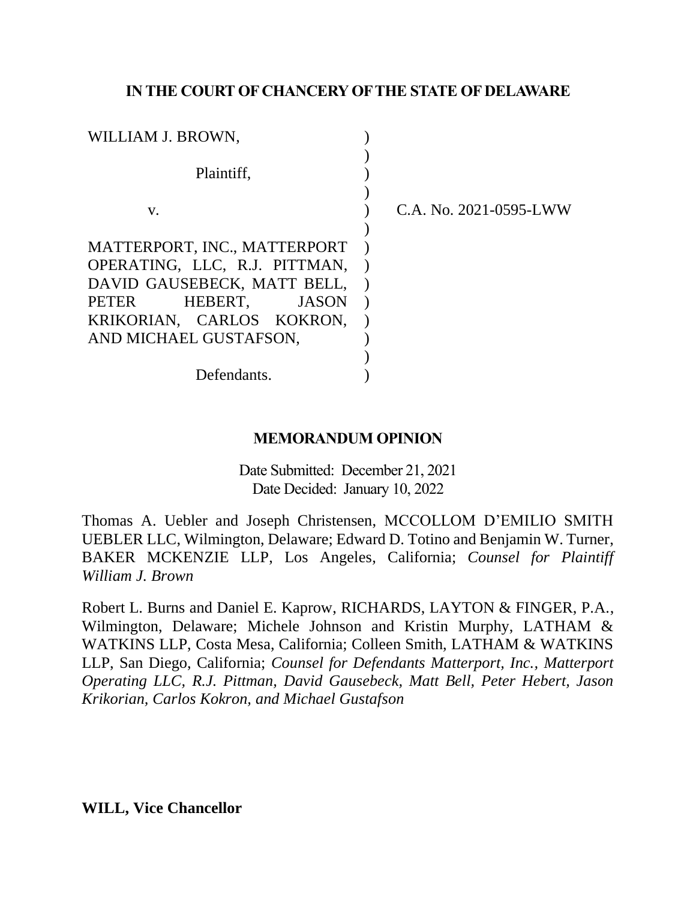**IN THE COURT OF CHANCERY OF THE STATE OF DELAWARE**

| | | |
|---|---|---|
| WILLIAM J. BROWN, | ) | |
| | ) | |
| Plaintiff, | ) | |
| | ) | |
| v. | ) | C.A. No. 2021-0595-LWW |
| | ) | |
| MATTERPORT, INC., MATTERPORT OPERATING, LLC, R.J. PITTMAN, DAVID GAUSEBECK, MATT BELL, PETER HEBERT, JASON KRIKORIAN, CARLOS KOKRON, AND MICHAEL GUSTAFSON, | ) | |
| | ) | |
| Defendants. | ) | |

**MEMORANDUM OPINION**

Date Submitted: December 21, 2021
Date Decided: January 10, 2022

Thomas A. Uebler and Joseph Christensen, MCCOLLOM D'EMILIO SMITH UEBLER LLC, Wilmington, Delaware; Edward D. Totino and Benjamin W. Turner, BAKER MCKENZIE LLP, Los Angeles, California; *Counsel for Plaintiff William J. Brown*

Robert L. Burns and Daniel E. Kaprow, RICHARDS, LAYTON & FINGER, P.A., Wilmington, Delaware; Michele Johnson and Kristin Murphy, LATHAM & WATKINS LLP, Costa Mesa, California; Colleen Smith, LATHAM & WATKINS LLP, San Diego, California; *Counsel for Defendants Matterport, Inc., Matterport Operating LLC, R.J. Pittman, David Gausebeck, Matt Bell, Peter Hebert, Jason Krikorian, Carlos Kokron, and Michael Gustafson*

**WILL, Vice Chancellor**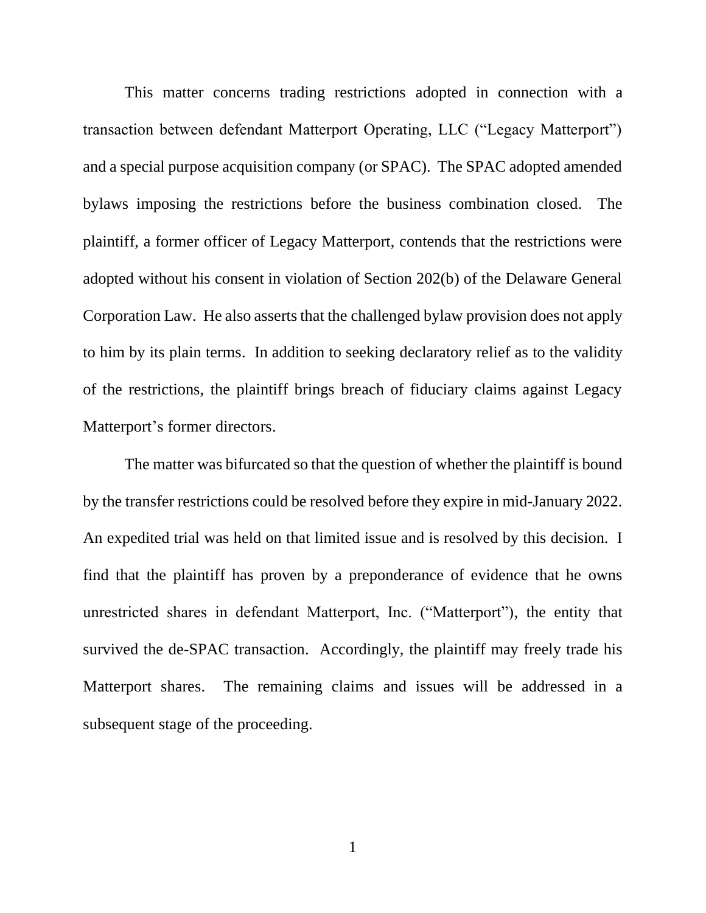This matter concerns trading restrictions adopted in connection with a transaction between defendant Matterport Operating, LLC ("Legacy Matterport") and a special purpose acquisition company (or SPAC). The SPAC adopted amended bylaws imposing the restrictions before the business combination closed. The plaintiff, a former officer of Legacy Matterport, contends that the restrictions were adopted without his consent in violation of Section 202(b) of the Delaware General Corporation Law. He also asserts that the challenged bylaw provision does not apply to him by its plain terms. In addition to seeking declaratory relief as to the validity of the restrictions, the plaintiff brings breach of fiduciary claims against Legacy Matterport's former directors.

The matter was bifurcated so that the question of whether the plaintiff is bound by the transfer restrictions could be resolved before they expire in mid-January 2022. An expedited trial was held on that limited issue and is resolved by this decision. I find that the plaintiff has proven by a preponderance of evidence that he owns unrestricted shares in defendant Matterport, Inc. ("Matterport"), the entity that survived the de-SPAC transaction. Accordingly, the plaintiff may freely trade his Matterport shares. The remaining claims and issues will be addressed in a subsequent stage of the proceeding.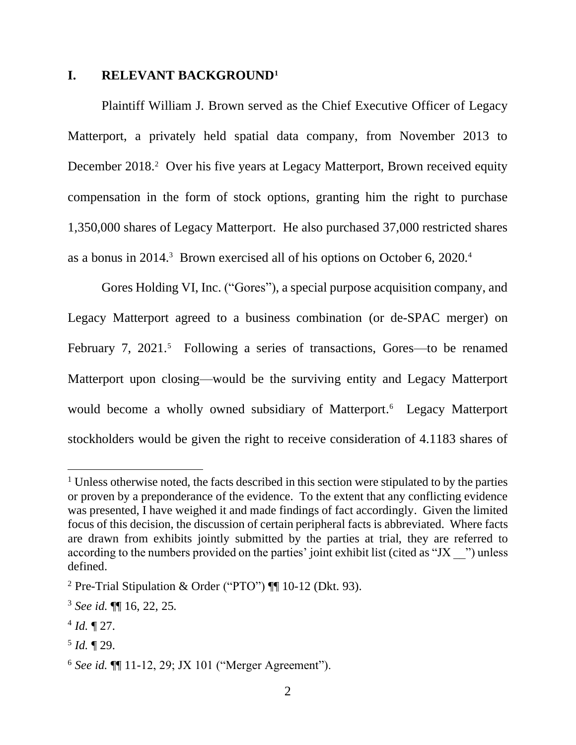## I. RELEVANT BACKGROUND[1]

Plaintiff William J. Brown served as the Chief Executive Officer of Legacy Matterport, a privately held spatial data company, from November 2013 to December 2018.[2] Over his five years at Legacy Matterport, Brown received equity compensation in the form of stock options, granting him the right to purchase 1,350,000 shares of Legacy Matterport. He also purchased 37,000 restricted shares as a bonus in 2014.[3] Brown exercised all of his options on October 6, 2020.[4]

Gores Holding VI, Inc. ("Gores"), a special purpose acquisition company, and Legacy Matterport agreed to a business combination (or de-SPAC merger) on February 7, 2021.[5] Following a series of transactions, Gores—to be renamed Matterport upon closing—would be the surviving entity and Legacy Matterport would become a wholly owned subsidiary of Matterport.[6] Legacy Matterport stockholders would be given the right to receive consideration of 4.1183 shares of

---

[1] Unless otherwise noted, the facts described in this section were stipulated to by the parties or proven by a preponderance of the evidence. To the extent that any conflicting evidence was presented, I have weighed it and made findings of fact accordingly. Given the limited focus of this decision, the discussion of certain peripheral facts is abbreviated. Where facts are drawn from exhibits jointly submitted by the parties at trial, they are referred to according to the numbers provided on the parties' joint exhibit list (cited as "JX __") unless defined.

[2] Pre-Trial Stipulation & Order ("PTO") ¶¶ 10-12 (Dkt. 93).

[3] *See id.* ¶¶ 16, 22, 25.

[4] *Id.* ¶ 27.

[5] *Id.* ¶ 29.

[6] *See id.* ¶¶ 11-12, 29; JX 101 ("Merger Agreement").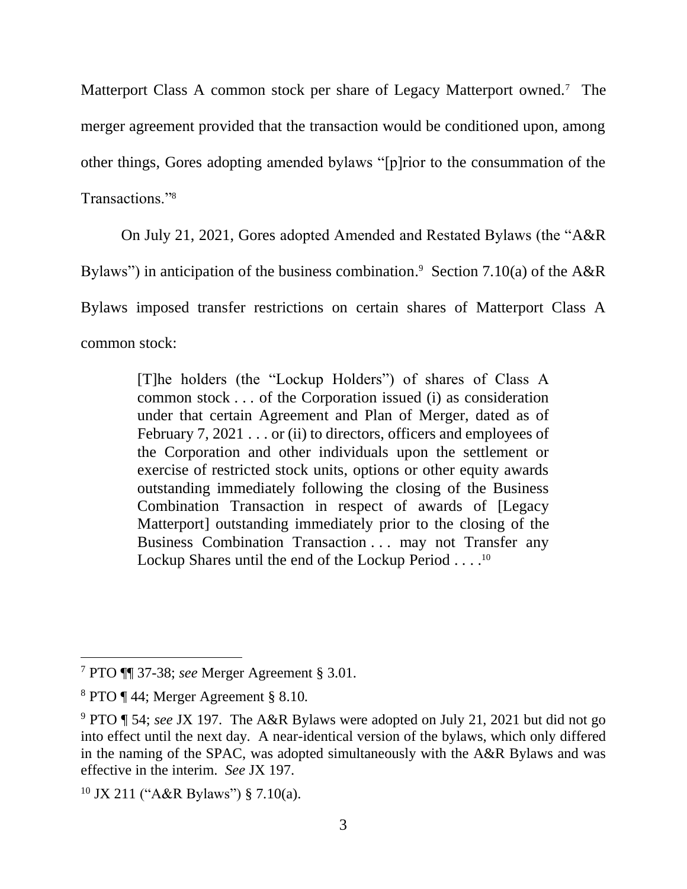Matterport Class A common stock per share of Legacy Matterport owned.[7] The merger agreement provided that the transaction would be conditioned upon, among other things, Gores adopting amended bylaws "[p]rior to the consummation of the Transactions."[8]

On July 21, 2021, Gores adopted Amended and Restated Bylaws (the "A&R Bylaws") in anticipation of the business combination.[9] Section 7.10(a) of the A&R Bylaws imposed transfer restrictions on certain shares of Matterport Class A common stock:

> [T]he holders (the "Lockup Holders") of shares of Class A common stock . . . of the Corporation issued (i) as consideration under that certain Agreement and Plan of Merger, dated as of February 7, 2021 . . . or (ii) to directors, officers and employees of the Corporation and other individuals upon the settlement or exercise of restricted stock units, options or other equity awards outstanding immediately following the closing of the Business Combination Transaction in respect of awards of [Legacy Matterport] outstanding immediately prior to the closing of the Business Combination Transaction . . . may not Transfer any Lockup Shares until the end of the Lockup Period . . . .[10]

---

[7] PTO ¶¶ 37-38; *see* Merger Agreement § 3.01.

[8] PTO ¶ 44; Merger Agreement § 8.10.

[9] PTO ¶ 54; *see* JX 197. The A&R Bylaws were adopted on July 21, 2021 but did not go into effect until the next day. A near-identical version of the bylaws, which only differed in the naming of the SPAC, was adopted simultaneously with the A&R Bylaws and was effective in the interim. *See* JX 197.

[10] JX 211 ("A&R Bylaws") § 7.10(a).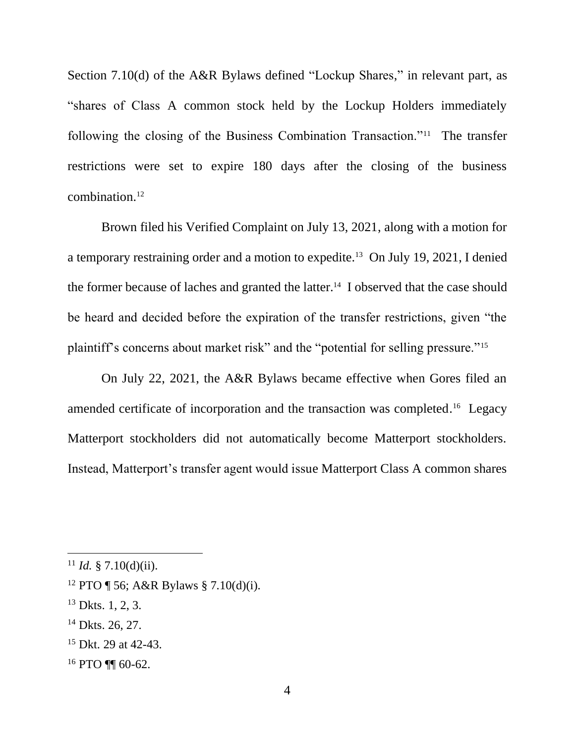Section 7.10(d) of the A&R Bylaws defined "Lockup Shares," in relevant part, as "shares of Class A common stock held by the Lockup Holders immediately following the closing of the Business Combination Transaction."[11] The transfer restrictions were set to expire 180 days after the closing of the business combination.[12]

Brown filed his Verified Complaint on July 13, 2021, along with a motion for a temporary restraining order and a motion to expedite.[13] On July 19, 2021, I denied the former because of laches and granted the latter.[14] I observed that the case should be heard and decided before the expiration of the transfer restrictions, given "the plaintiff's concerns about market risk" and the "potential for selling pressure."[15]

On July 22, 2021, the A&R Bylaws became effective when Gores filed an amended certificate of incorporation and the transaction was completed.[16] Legacy Matterport stockholders did not automatically become Matterport stockholders. Instead, Matterport's transfer agent would issue Matterport Class A common shares

---

[11] *Id.* § 7.10(d)(ii).

[12] PTO ¶ 56; A&R Bylaws § 7.10(d)(i).

[13] Dkts. 1, 2, 3.

[14] Dkts. 26, 27.

[15] Dkt. 29 at 42-43.

[16] PTO ¶¶ 60-62.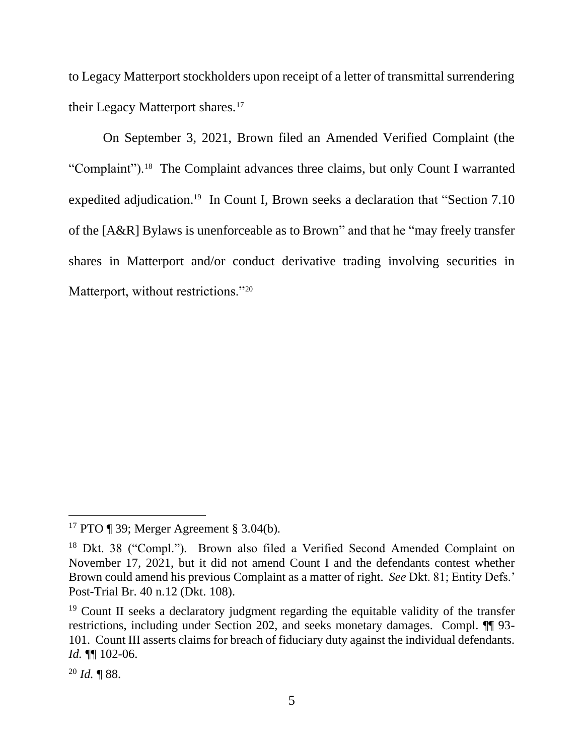to Legacy Matterport stockholders upon receipt of a letter of transmittal surrendering their Legacy Matterport shares.[17]

On September 3, 2021, Brown filed an Amended Verified Complaint (the "Complaint").[18] The Complaint advances three claims, but only Count I warranted expedited adjudication.[19] In Count I, Brown seeks a declaration that "Section 7.10 of the [A&R] Bylaws is unenforceable as to Brown" and that he "may freely transfer shares in Matterport and/or conduct derivative trading involving securities in Matterport, without restrictions."[20]

---

[17] PTO ¶ 39; Merger Agreement § 3.04(b).

[18] Dkt. 38 ("Compl."). Brown also filed a Verified Second Amended Complaint on November 17, 2021, but it did not amend Count I and the defendants contest whether Brown could amend his previous Complaint as a matter of right. *See* Dkt. 81; Entity Defs.' Post-Trial Br. 40 n.12 (Dkt. 108).

[19] Count II seeks a declaratory judgment regarding the equitable validity of the transfer restrictions, including under Section 202, and seeks monetary damages. Compl. ¶¶ 93-101. Count III asserts claims for breach of fiduciary duty against the individual defendants. *Id.* ¶¶ 102-06.

[20] *Id.* ¶ 88.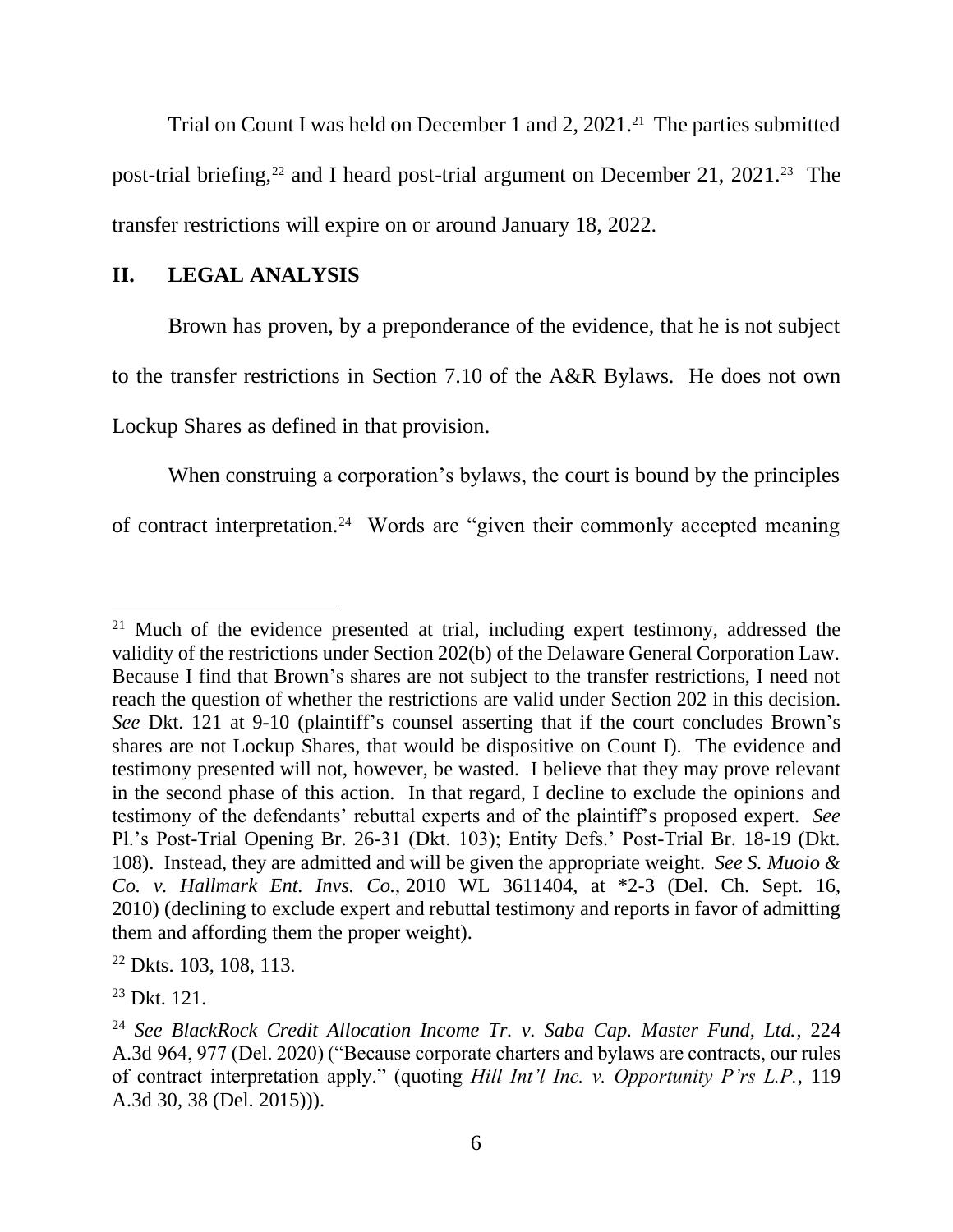Trial on Count I was held on December 1 and 2, 2021.[21] The parties submitted post-trial briefing,[22] and I heard post-trial argument on December 21, 2021.[23] The transfer restrictions will expire on or around January 18, 2022.

## II. LEGAL ANALYSIS

Brown has proven, by a preponderance of the evidence, that he is not subject to the transfer restrictions in Section 7.10 of the A&R Bylaws. He does not own Lockup Shares as defined in that provision.

When construing a corporation's bylaws, the court is bound by the principles of contract interpretation.[24] Words are "given their commonly accepted meaning

---

[21] Much of the evidence presented at trial, including expert testimony, addressed the validity of the restrictions under Section 202(b) of the Delaware General Corporation Law. Because I find that Brown's shares are not subject to the transfer restrictions, I need not reach the question of whether the restrictions are valid under Section 202 in this decision. *See* Dkt. 121 at 9-10 (plaintiff's counsel asserting that if the court concludes Brown's shares are not Lockup Shares, that would be dispositive on Count I). The evidence and testimony presented will not, however, be wasted. I believe that they may prove relevant in the second phase of this action. In that regard, I decline to exclude the opinions and testimony of the defendants' rebuttal experts and of the plaintiff's proposed expert. *See* Pl.'s Post-Trial Opening Br. 26-31 (Dkt. 103); Entity Defs.' Post-Trial Br. 18-19 (Dkt. 108). Instead, they are admitted and will be given the appropriate weight. *See S. Muoio & Co. v. Hallmark Ent. Invs. Co.*, 2010 WL 3611404, at *2-3 (Del. Ch. Sept. 16, 2010) (declining to exclude expert and rebuttal testimony and reports in favor of admitting them and affording them the proper weight).

[22] Dkts. 103, 108, 113.

[23] Dkt. 121.

[24] *See BlackRock Credit Allocation Income Tr. v. Saba Cap. Master Fund, Ltd.*, 224 A.3d 964, 977 (Del. 2020) ("Because corporate charters and bylaws are contracts, our rules of contract interpretation apply." (quoting *Hill Int'l Inc. v. Opportunity P'rs L.P.*, 119 A.3d 30, 38 (Del. 2015))).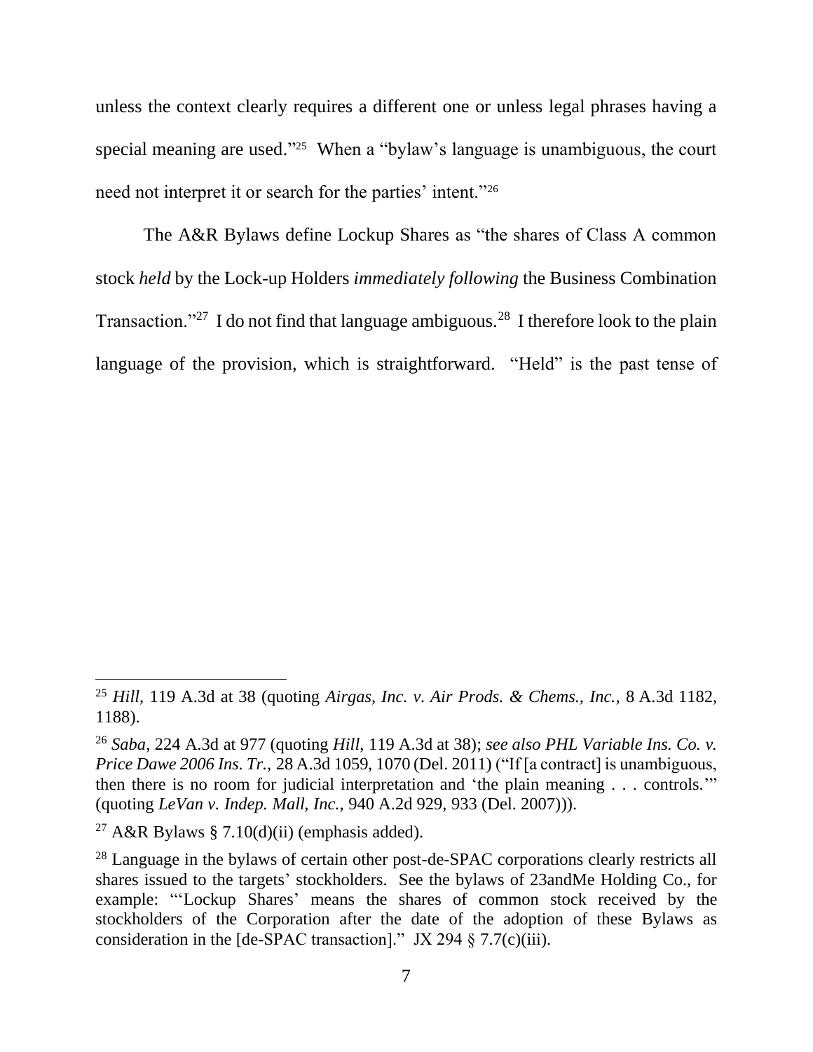unless the context clearly requires a different one or unless legal phrases having a special meaning are used."[25] When a "bylaw's language is unambiguous, the court need not interpret it or search for the parties' intent."[26]

The A&R Bylaws define Lockup Shares as "the shares of Class A common stock *held* by the Lock-up Holders *immediately following* the Business Combination Transaction."[27] I do not find that language ambiguous.[28] I therefore look to the plain language of the provision, which is straightforward. "Held" is the past tense of

---

[25] *Hill*, 119 A.3d at 38 (quoting *Airgas, Inc. v. Air Prods. & Chems., Inc.*, 8 A.3d 1182, 1188).

[26] *Saba*, 224 A.3d at 977 (quoting *Hill*, 119 A.3d at 38); *see also PHL Variable Ins. Co. v. Price Dawe 2006 Ins. Tr.*, 28 A.3d 1059, 1070 (Del. 2011) ("If [a contract] is unambiguous, then there is no room for judicial interpretation and 'the plain meaning . . . controls.'" (quoting *LeVan v. Indep. Mall, Inc.*, 940 A.2d 929, 933 (Del. 2007))).

[27] A&R Bylaws § 7.10(d)(ii) (emphasis added).

[28] Language in the bylaws of certain other post-de-SPAC corporations clearly restricts all shares issued to the targets' stockholders. See the bylaws of 23andMe Holding Co., for example: "'Lockup Shares' means the shares of common stock received by the stockholders of the Corporation after the date of the adoption of these Bylaws as consideration in the [de-SPAC transaction]." JX 294 § 7.7(c)(iii).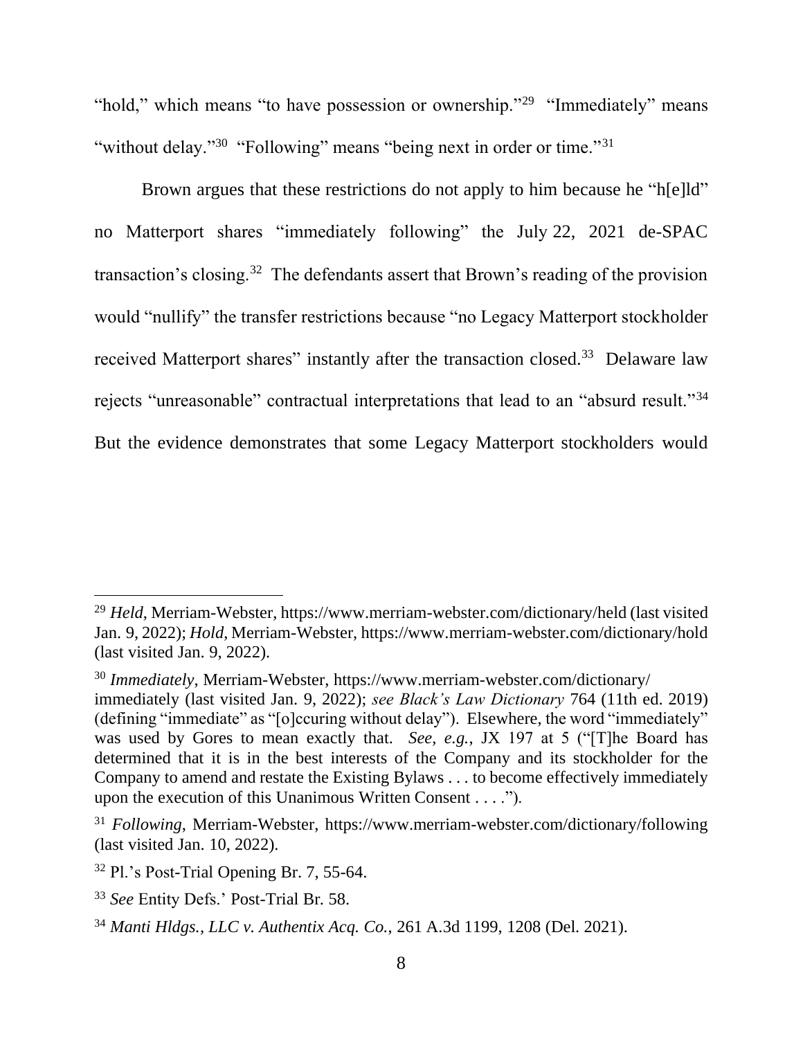"hold," which means "to have possession or ownership."[29] "Immediately" means "without delay."[30] "Following" means "being next in order or time."[31]

Brown argues that these restrictions do not apply to him because he "h[e]ld" no Matterport shares "immediately following" the July 22, 2021 de-SPAC transaction's closing.[32] The defendants assert that Brown's reading of the provision would "nullify" the transfer restrictions because "no Legacy Matterport stockholder received Matterport shares" instantly after the transaction closed.[33] Delaware law rejects "unreasonable" contractual interpretations that lead to an "absurd result."[34] But the evidence demonstrates that some Legacy Matterport stockholders would

---

[29] *Held*, Merriam-Webster, https://www.merriam-webster.com/dictionary/held (last visited Jan. 9, 2022); *Hold*, Merriam-Webster, https://www.merriam-webster.com/dictionary/hold (last visited Jan. 9, 2022).

[30] *Immediately*, Merriam-Webster, https://www.merriam-webster.com/dictionary/immediately (last visited Jan. 9, 2022); *see Black's Law Dictionary* 764 (11th ed. 2019) (defining "immediate" as "[o]ccuring without delay"). Elsewhere, the word "immediately" was used by Gores to mean exactly that. *See, e.g.*, JX 197 at 5 ("[T]he Board has determined that it is in the best interests of the Company and its stockholder for the Company to amend and restate the Existing Bylaws . . . to become effectively immediately upon the execution of this Unanimous Written Consent . . . .").

[31] *Following*, Merriam-Webster, https://www.merriam-webster.com/dictionary/following (last visited Jan. 10, 2022).

[32] Pl.'s Post-Trial Opening Br. 7, 55-64.

[33] *See* Entity Defs.' Post-Trial Br. 58.

[34] *Manti Hldgs., LLC v. Authentix Acq. Co.*, 261 A.3d 1199, 1208 (Del. 2021).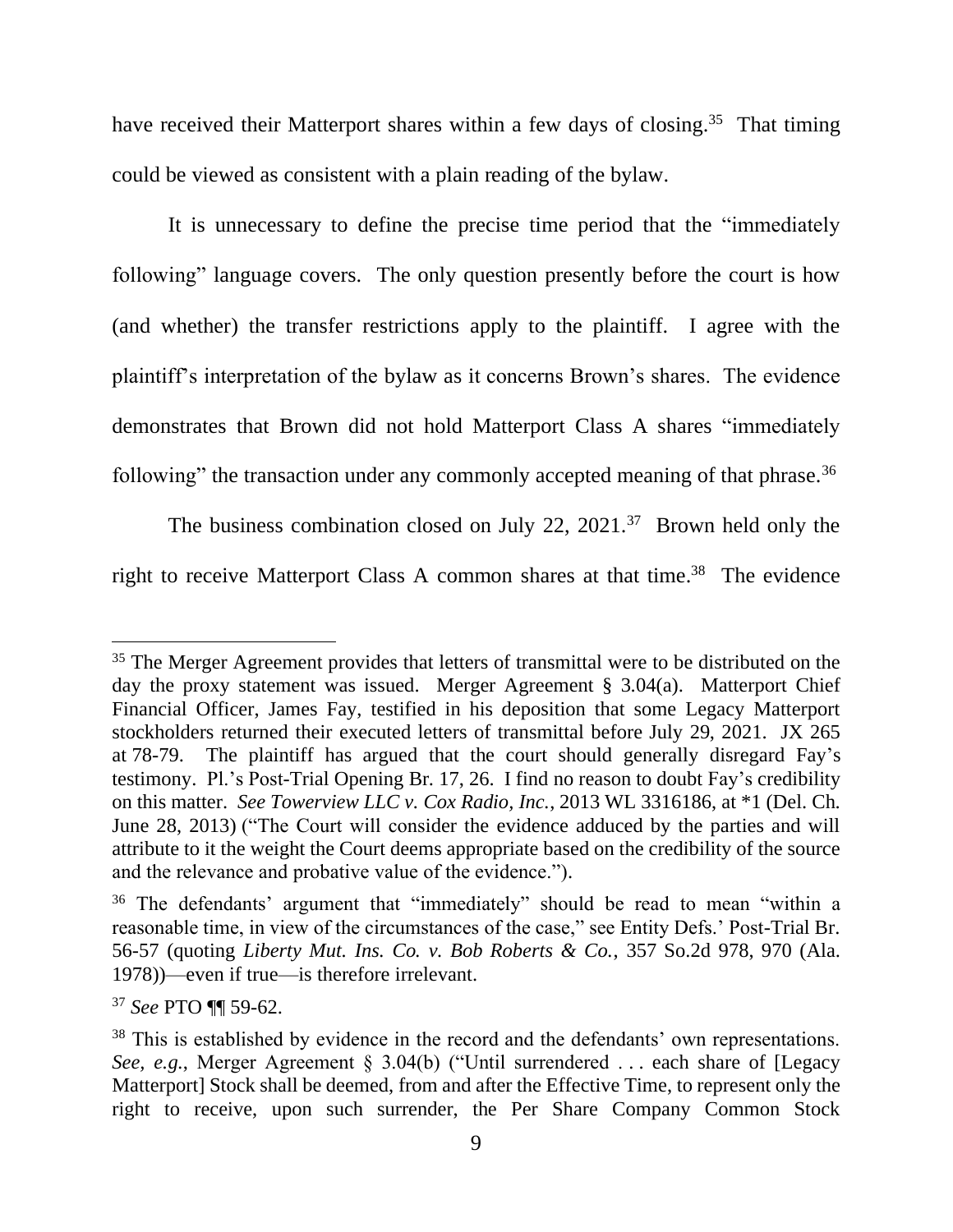have received their Matterport shares within a few days of closing.[35] That timing could be viewed as consistent with a plain reading of the bylaw.

It is unnecessary to define the precise time period that the "immediately following" language covers. The only question presently before the court is how (and whether) the transfer restrictions apply to the plaintiff. I agree with the plaintiff's interpretation of the bylaw as it concerns Brown's shares. The evidence demonstrates that Brown did not hold Matterport Class A shares "immediately following" the transaction under any commonly accepted meaning of that phrase.[36]

The business combination closed on July 22, 2021.[37] Brown held only the right to receive Matterport Class A common shares at that time.[38] The evidence

---

[35] The Merger Agreement provides that letters of transmittal were to be distributed on the day the proxy statement was issued. Merger Agreement § 3.04(a). Matterport Chief Financial Officer, James Fay, testified in his deposition that some Legacy Matterport stockholders returned their executed letters of transmittal before July 29, 2021. JX 265 at 78-79. The plaintiff has argued that the court should generally disregard Fay's testimony. Pl.'s Post-Trial Opening Br. 17, 26. I find no reason to doubt Fay's credibility on this matter. *See Towerview LLC v. Cox Radio, Inc.*, 2013 WL 3316186, at *1 (Del. Ch. June 28, 2013) ("The Court will consider the evidence adduced by the parties and will attribute to it the weight the Court deems appropriate based on the credibility of the source and the relevance and probative value of the evidence.").

[36] The defendants' argument that "immediately" should be read to mean "within a reasonable time, in view of the circumstances of the case," see Entity Defs.' Post-Trial Br. 56-57 (quoting *Liberty Mut. Ins. Co. v. Bob Roberts & Co.*, 357 So.2d 978, 970 (Ala. 1978))—even if true—is therefore irrelevant.

[37] *See* PTO ¶¶ 59-62.

[38] This is established by evidence in the record and the defendants' own representations. *See, e.g.*, Merger Agreement § 3.04(b) ("Until surrendered . . . each share of [Legacy Matterport] Stock shall be deemed, from and after the Effective Time, to represent only the right to receive, upon such surrender, the Per Share Company Common Stock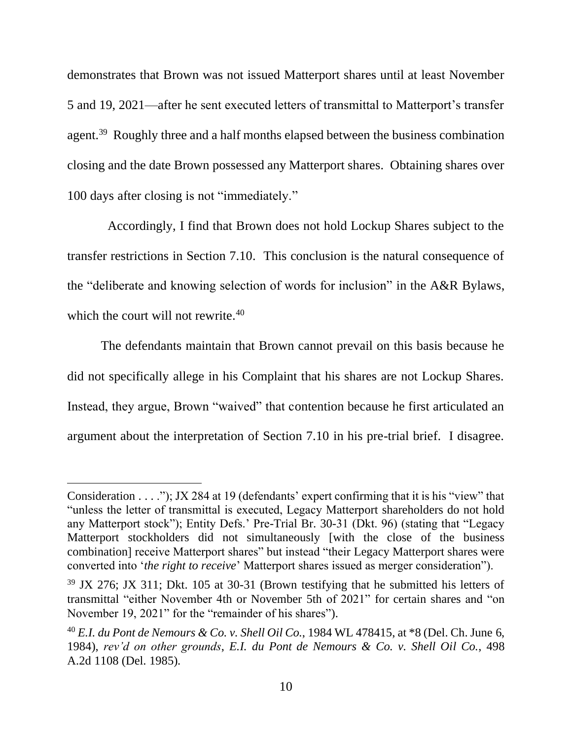demonstrates that Brown was not issued Matterport shares until at least November 5 and 19, 2021—after he sent executed letters of transmittal to Matterport's transfer agent.[39] Roughly three and a half months elapsed between the business combination closing and the date Brown possessed any Matterport shares. Obtaining shares over 100 days after closing is not "immediately."

Accordingly, I find that Brown does not hold Lockup Shares subject to the transfer restrictions in Section 7.10. This conclusion is the natural consequence of the "deliberate and knowing selection of words for inclusion" in the A&R Bylaws, which the court will not rewrite.[40]

The defendants maintain that Brown cannot prevail on this basis because he did not specifically allege in his Complaint that his shares are not Lockup Shares. Instead, they argue, Brown "waived" that contention because he first articulated an argument about the interpretation of Section 7.10 in his pre-trial brief. I disagree.

---

Consideration . . . ."); JX 284 at 19 (defendants' expert confirming that it is his "view" that "unless the letter of transmittal is executed, Legacy Matterport shareholders do not hold any Matterport stock"); Entity Defs.' Pre-Trial Br. 30-31 (Dkt. 96) (stating that "Legacy Matterport stockholders did not simultaneously [with the close of the business combination] receive Matterport shares" but instead "their Legacy Matterport shares were converted into '*the right to receive*' Matterport shares issued as merger consideration").

[39] JX 276; JX 311; Dkt. 105 at 30-31 (Brown testifying that he submitted his letters of transmittal "either November 4th or November 5th of 2021" for certain shares and "on November 19, 2021" for the "remainder of his shares").

[40] *E.I. du Pont de Nemours & Co. v. Shell Oil Co.*, 1984 WL 478415, at *8 (Del. Ch. June 6, 1984), *rev'd on other grounds*, *E.I. du Pont de Nemours & Co. v. Shell Oil Co.*, 498 A.2d 1108 (Del. 1985).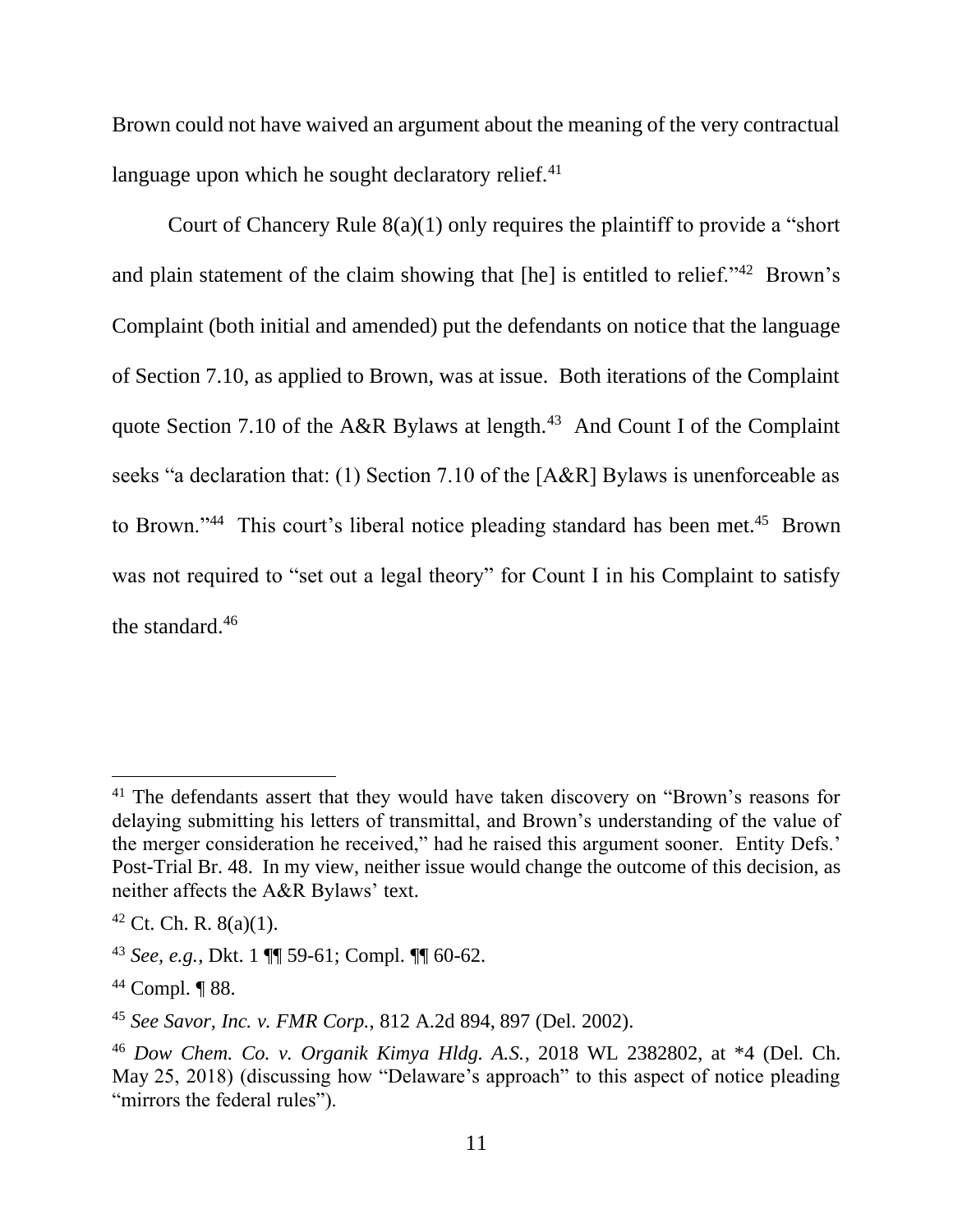Brown could not have waived an argument about the meaning of the very contractual language upon which he sought declaratory relief.[41]

Court of Chancery Rule 8(a)(1) only requires the plaintiff to provide a "short and plain statement of the claim showing that [he] is entitled to relief."[42] Brown's Complaint (both initial and amended) put the defendants on notice that the language of Section 7.10, as applied to Brown, was at issue. Both iterations of the Complaint quote Section 7.10 of the A&R Bylaws at length.[43] And Count I of the Complaint seeks "a declaration that: (1) Section 7.10 of the [A&R] Bylaws is unenforceable as to Brown."[44] This court's liberal notice pleading standard has been met.[45] Brown was not required to "set out a legal theory" for Count I in his Complaint to satisfy the standard.[46]

---

[41] The defendants assert that they would have taken discovery on "Brown's reasons for delaying submitting his letters of transmittal, and Brown's understanding of the value of the merger consideration he received," had he raised this argument sooner. Entity Defs.' Post-Trial Br. 48. In my view, neither issue would change the outcome of this decision, as neither affects the A&R Bylaws' text.

[42] Ct. Ch. R. 8(a)(1).

[43] *See, e.g.*, Dkt. 1 ¶¶ 59-61; Compl. ¶¶ 60-62.

[44] Compl. ¶ 88.

[45] *See Savor, Inc. v. FMR Corp.*, 812 A.2d 894, 897 (Del. 2002).

[46] *Dow Chem. Co. v. Organik Kimya Hldg. A.S.*, 2018 WL 2382802, at *4 (Del. Ch. May 25, 2018) (discussing how "Delaware's approach" to this aspect of notice pleading "mirrors the federal rules").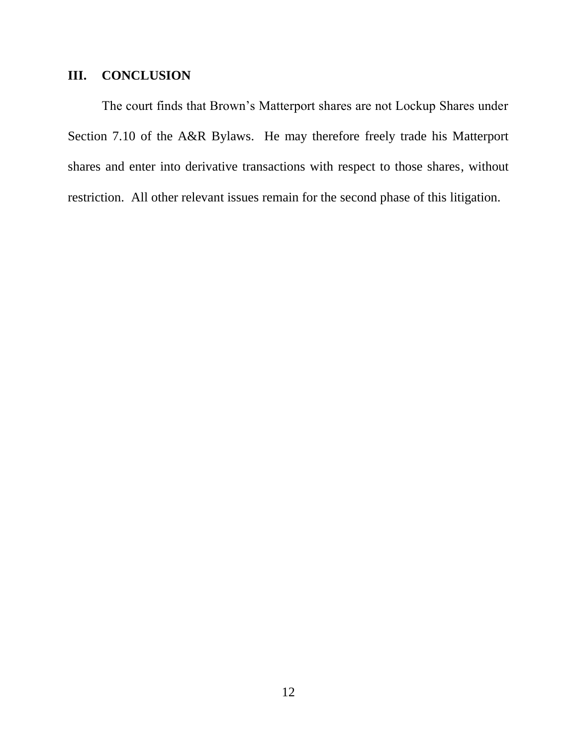## III. CONCLUSION

The court finds that Brown's Matterport shares are not Lockup Shares under Section 7.10 of the A&R Bylaws. He may therefore freely trade his Matterport shares and enter into derivative transactions with respect to those shares, without restriction. All other relevant issues remain for the second phase of this litigation.